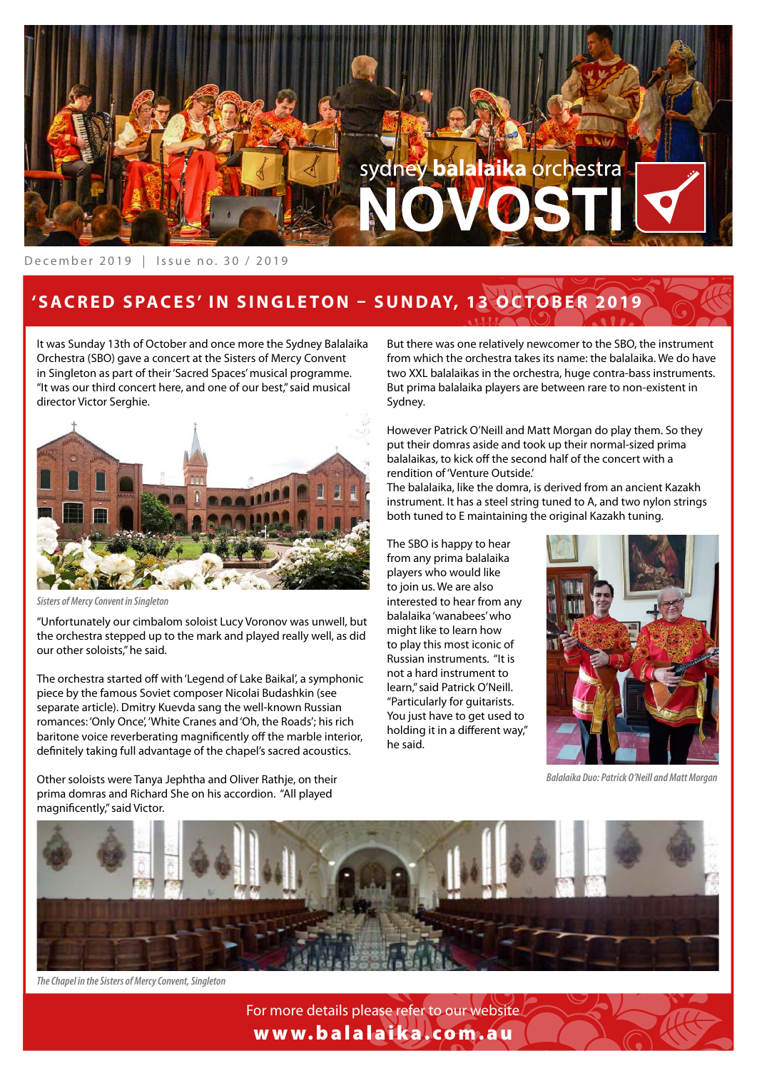# sydney balalaika orchestra NOVOSTI

December 2019 | Issue no. 30 / 2019

## 'SACRED SPACES' IN SINGLETON – SUNDAY, 13 OCTOBER 2019

It was Sunday 13th of October and once more the Sydney Balalaika Orchestra (SBO) gave a concert at the Sisters of Mercy Convent in Singleton as part of their 'Sacred Spaces' musical programme. "It was our third concert here, and one of our best," said musical director Victor Serghie.

*Sisters of Mercy Convent in Singleton*

"Unfortunately our cimbalom soloist Lucy Voronov was unwell, but the orchestra stepped up to the mark and played really well, as did our other soloists," he said.

The orchestra started off with 'Legend of Lake Baikal', a symphonic piece by the famous Soviet composer Nicolai Budashkin (see separate article). Dmitry Kuevda sang the well-known Russian romances: 'Only Once', 'White Cranes and 'Oh, the Roads'; his rich baritone voice reverberating magnificently off the marble interior, definitely taking full advantage of the chapel's sacred acoustics.

Other soloists were Tanya Jephtha and Oliver Rathje, on their prima domras and Richard She on his accordion. "All played magnificently," said Victor.

But there was one relatively newcomer to the SBO, the instrument from which the orchestra takes its name: the balalaika. We do have two XXL balalaikas in the orchestra, huge contra-bass instruments. But prima balalaika players are between rare to non-existent in Sydney.

However Patrick O'Neill and Matt Morgan do play them. So they put their domras aside and took up their normal-sized prima balalaikas, to kick off the second half of the concert with a rendition of 'Venture Outside.'

The balalaika, like the domra, is derived from an ancient Kazakh instrument. It has a steel string tuned to A, and two nylon strings both tuned to E maintaining the original Kazakh tuning.

The SBO is happy to hear from any prima balalaika players who would like to join us. We are also interested to hear from any balalaika 'wanabees' who might like to learn how to play this most iconic of Russian instruments. "It is not a hard instrument to learn," said Patrick O'Neill. "Particularly for guitarists. You just have to get used to holding it in a different way," he said.

*Balalaika Duo: Patrick O'Neill and Matt Morgan*

*The Chapel in the Sisters of Mercy Convent, Singleton*

For more details please refer to our website
**www.balalaika.com.au**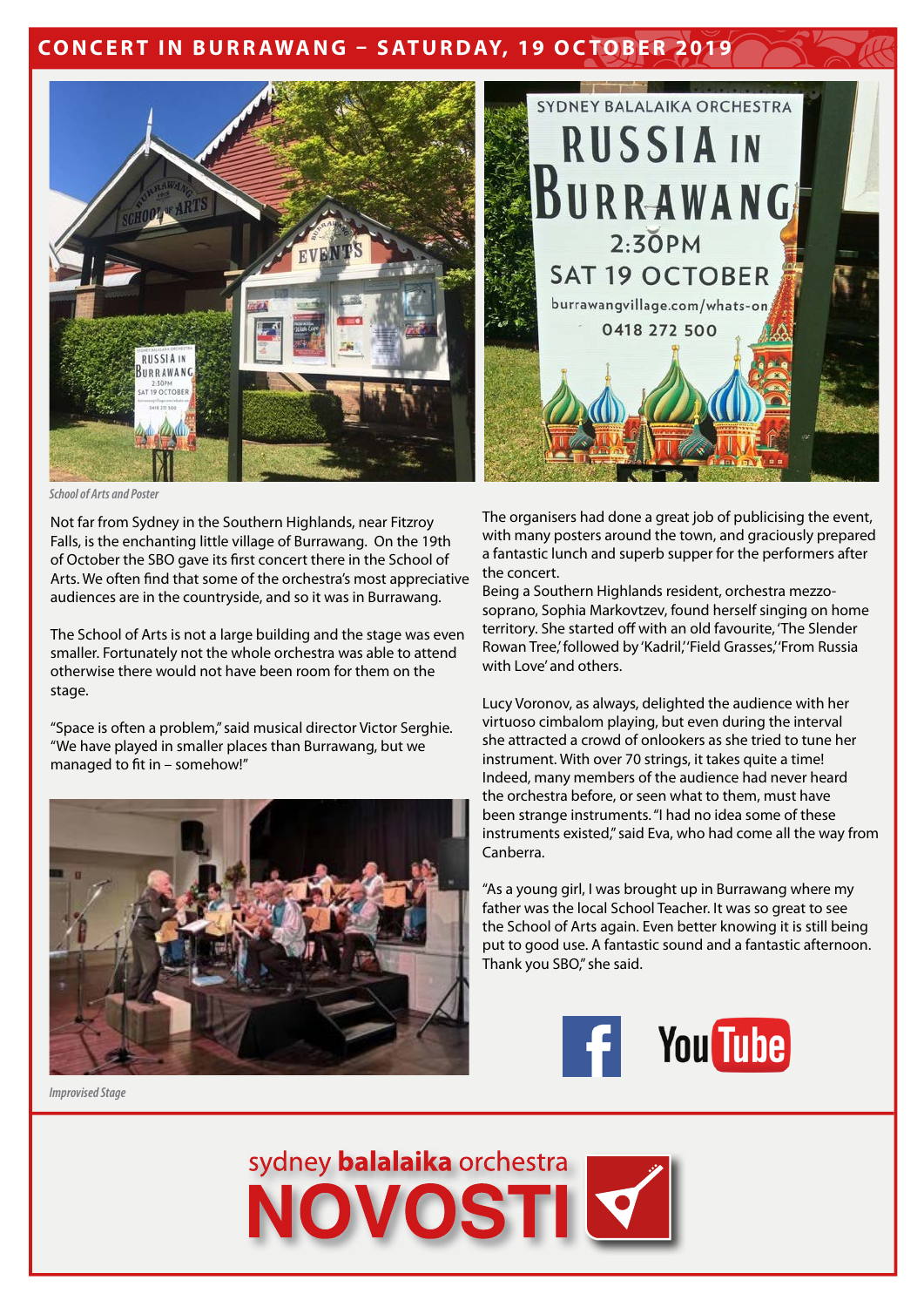# CONCERT IN BURRAWANG – SATURDAY, 19 OCTOBER 2019

*School of Arts and Poster*

Not far from Sydney in the Southern Highlands, near Fitzroy Falls, is the enchanting little village of Burrawang. On the 19th of October the SBO gave its first concert there in the School of Arts. We often find that some of the orchestra's most appreciative audiences are in the countryside, and so it was in Burrawang.

The School of Arts is not a large building and the stage was even smaller. Fortunately not the whole orchestra was able to attend otherwise there would not have been room for them on the stage.

"Space is often a problem," said musical director Victor Serghie. "We have played in smaller places than Burrawang, but we managed to fit in – somehow!"

*Improvised Stage*

The organisers had done a great job of publicising the event, with many posters around the town, and graciously prepared a fantastic lunch and superb supper for the performers after the concert.

Being a Southern Highlands resident, orchestra mezzo-soprano, Sophia Markovtzev, found herself singing on home territory. She started off with an old favourite, 'The Slender Rowan Tree,' followed by 'Kadril,' 'Field Grasses,' 'From Russia with Love' and others.

Lucy Voronov, as always, delighted the audience with her virtuoso cimbalom playing, but even during the interval she attracted a crowd of onlookers as she tried to tune her instrument. With over 70 strings, it takes quite a time! Indeed, many members of the audience had never heard the orchestra before, or seen what to them, must have been strange instruments. "I had no idea some of these instruments existed," said Eva, who had come all the way from Canberra.

"As a young girl, I was brought up in Burrawang where my father was the local School Teacher. It was so great to see the School of Arts again. Even better knowing it is still being put to good use. A fantastic sound and a fantastic afternoon. Thank you SBO," she said.

sydney **balalaika** orchestra **NOVOSTI**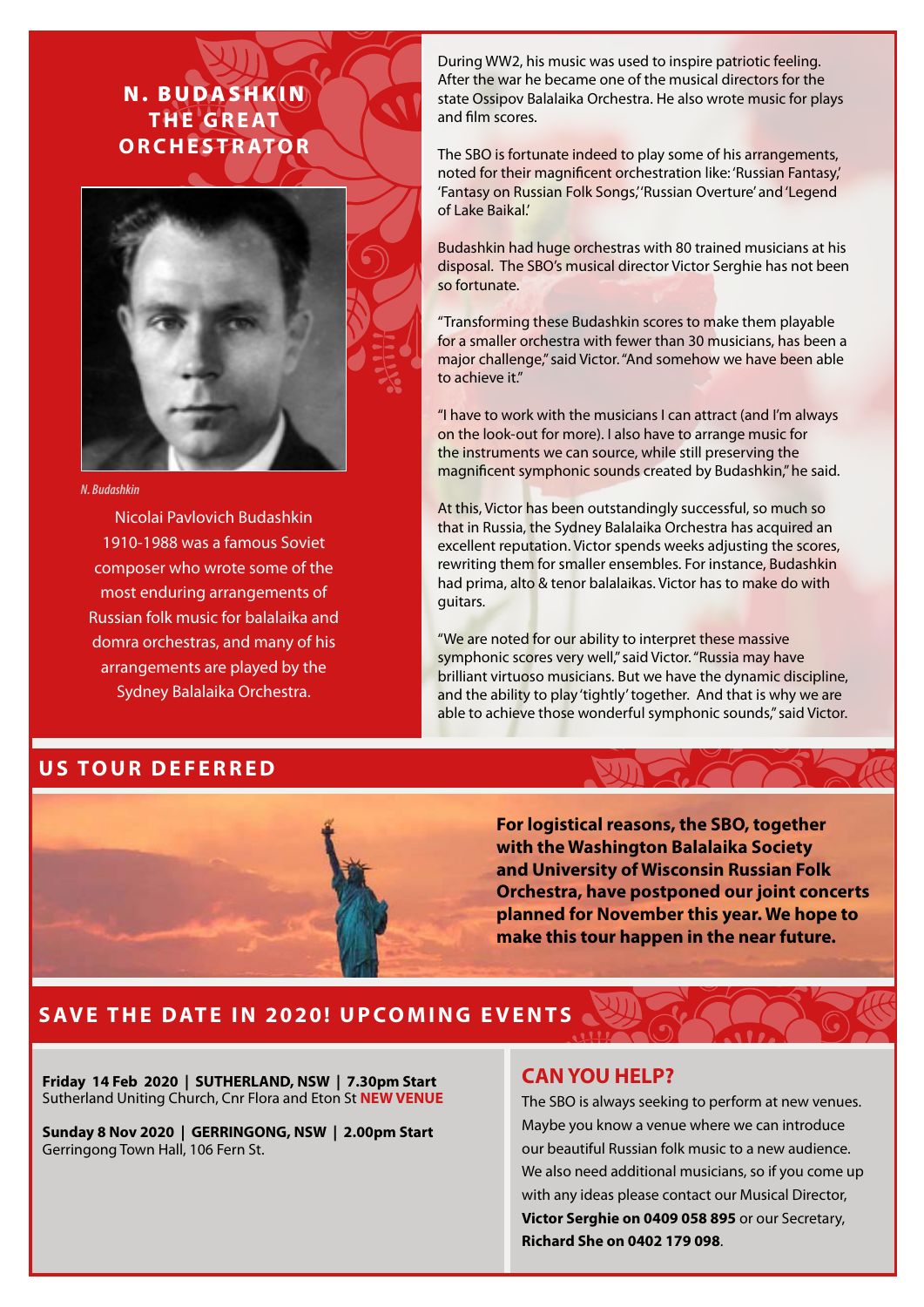## N. BUDASHKIN THE GREAT ORCHESTRATOR

*N. Budashkin*

Nicolai Pavlovich Budashkin 1910-1988 was a famous Soviet composer who wrote some of the most enduring arrangements of Russian folk music for balalaika and domra orchestras, and many of his arrangements are played by the Sydney Balalaika Orchestra.

During WW2, his music was used to inspire patriotic feeling. After the war he became one of the musical directors for the state Ossipov Balalaika Orchestra. He also wrote music for plays and film scores.

The SBO is fortunate indeed to play some of his arrangements, noted for their magnificent orchestration like: 'Russian Fantasy,' 'Fantasy on Russian Folk Songs,' 'Russian Overture' and 'Legend of Lake Baikal.'

Budashkin had huge orchestras with 80 trained musicians at his disposal. The SBO's musical director Victor Serghie has not been so fortunate.

"Transforming these Budashkin scores to make them playable for a smaller orchestra with fewer than 30 musicians, has been a major challenge," said Victor. "And somehow we have been able to achieve it."

"I have to work with the musicians I can attract (and I'm always on the look-out for more). I also have to arrange music for the instruments we can source, while still preserving the magnificent symphonic sounds created by Budashkin," he said.

At this, Victor has been outstandingly successful, so much so that in Russia, the Sydney Balalaika Orchestra has acquired an excellent reputation. Victor spends weeks adjusting the scores, rewriting them for smaller ensembles. For instance, Budashkin had prima, alto & tenor balalaikas. Victor has to make do with guitars.

"We are noted for our ability to interpret these massive symphonic scores very well," said Victor. "Russia may have brilliant virtuoso musicians. But we have the dynamic discipline, and the ability to play 'tightly' together. And that is why we are able to achieve those wonderful symphonic sounds," said Victor.

## US TOUR DEFERRED

**For logistical reasons, the SBO, together with the Washington Balalaika Society and University of Wisconsin Russian Folk Orchestra, have postponed our joint concerts planned for November this year. We hope to make this tour happen in the near future.**

## SAVE THE DATE IN 2020! UPCOMING EVENTS

**Friday 14 Feb 2020 | SUTHERLAND, NSW | 7.30pm Start**
Sutherland Uniting Church, Cnr Flora and Eton St **NEW VENUE**

**Sunday 8 Nov 2020 | GERRINGONG, NSW | 2.00pm Start**
Gerringong Town Hall, 106 Fern St.

## CAN YOU HELP?

The SBO is always seeking to perform at new venues. Maybe you know a venue where we can introduce our beautiful Russian folk music to a new audience. We also need additional musicians, so if you come up with any ideas please contact our Musical Director, **Victor Serghie on 0409 058 895** or our Secretary, **Richard She on 0402 179 098**.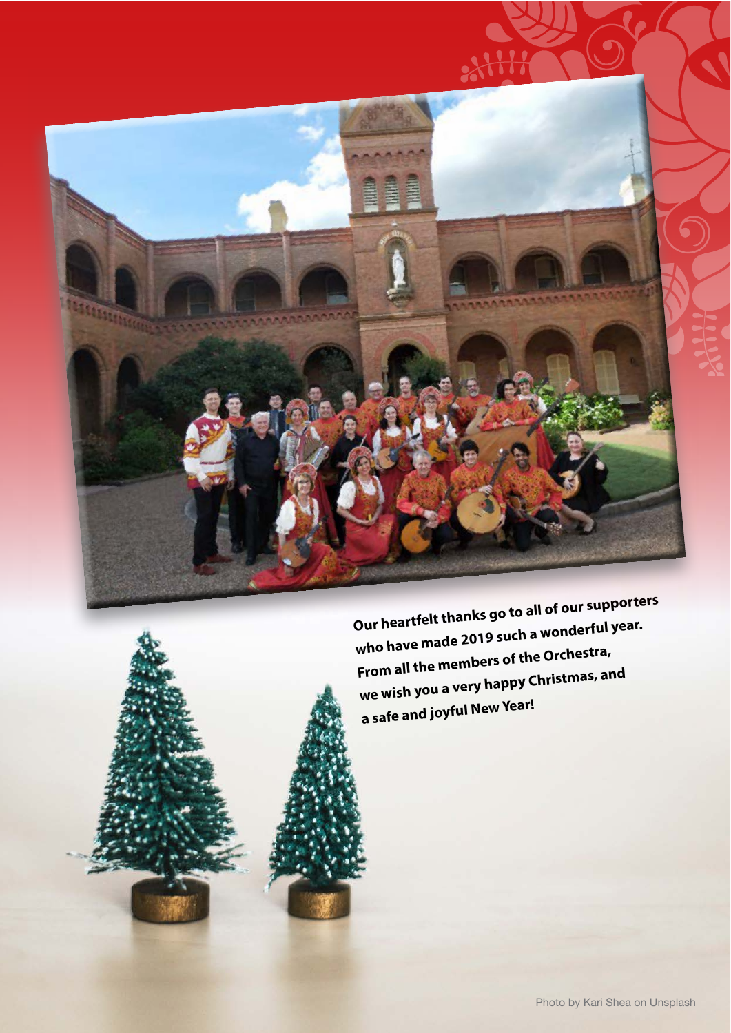**Our heartfelt thanks go to all of our supporters who have made 2019 such a wonderful year. From all the members of the Orchestra, we wish you a very happy Christmas, and a safe and joyful New Year!**

Photo by Kari Shea on Unsplash